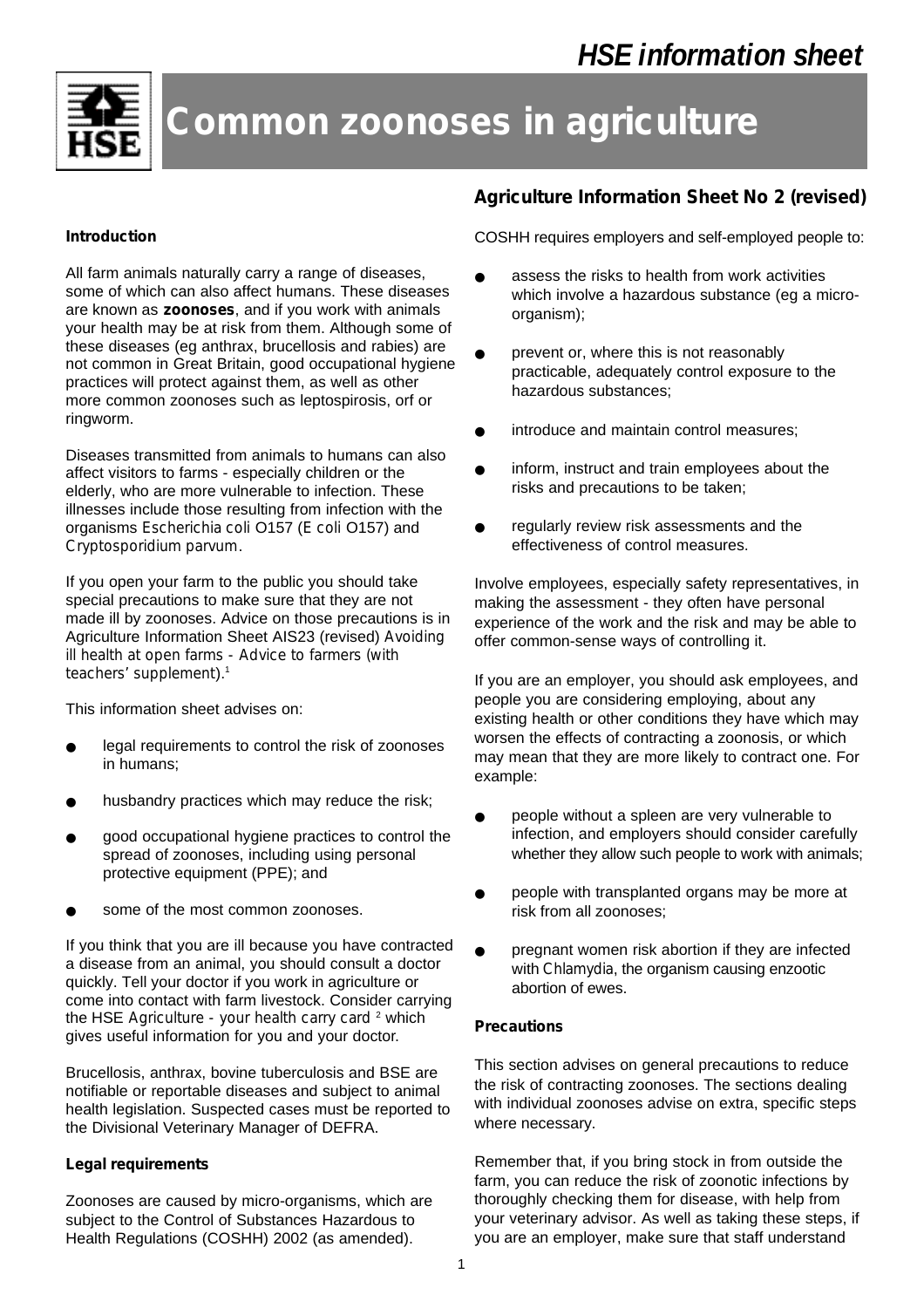# HSE information sheet

# Common zoonoses in agriculture

## Agriculture Information Sheet No 2 (revised)

### Introduction

All farm animals naturally carry a range of diseases, some of which can also affect humans. These diseases are known as **zoonoses**, and if you work with animals your health may be at risk from them. Although some of these diseases (eg anthrax, brucellosis and rabies) are not common in Great Britain, good occupational hygiene practices will protect against them, as well as other more common zoonoses such as leptospirosis, orf or ringworm.

Diseases transmitted from animals to humans can also affect visitors to farms - especially children or the elderly, who are more vulnerable to infection. These illnesses include those resulting from infection with the organisms *Escherichia coli* O157 (*E coli* O157) and *Cryptosporidium parvum*.

If you open your farm to the public you should take special precautions to make sure that they are not made ill by zoonoses. Advice on those precautions is in Agriculture Information Sheet AIS23 (revised) *Avoiding ill health at open farms - Advice to farmers (with teachers' supplement)*.[1]

This information sheet advises on:

- legal requirements to control the risk of zoonoses in humans;
- husbandry practices which may reduce the risk;
- good occupational hygiene practices to control the spread of zoonoses, including using personal protective equipment (PPE); and
- some of the most common zoonoses.

If you think that you are ill because you have contracted a disease from an animal, you should consult a doctor quickly. Tell your doctor if you work in agriculture or come into contact with farm livestock. Consider carrying the HSE *Agriculture - your health carry card* [2] which gives useful information for you and your doctor.

Brucellosis, anthrax, bovine tuberculosis and BSE are notifiable or reportable diseases and subject to animal health legislation. Suspected cases must be reported to the Divisional Veterinary Manager of DEFRA.

### Legal requirements

Zoonoses are caused by micro-organisms, which are subject to the Control of Substances Hazardous to Health Regulations (COSHH) 2002 (as amended).

COSHH requires employers and self-employed people to:

- assess the risks to health from work activities which involve a hazardous substance (eg a micro-organism);
- prevent or, where this is not reasonably practicable, adequately control exposure to the hazardous substances;
- introduce and maintain control measures;
- inform, instruct and train employees about the risks and precautions to be taken;
- regularly review risk assessments and the effectiveness of control measures.

Involve employees, especially safety representatives, in making the assessment - they often have personal experience of the work and the risk and may be able to offer common-sense ways of controlling it.

If you are an employer, you should ask employees, and people you are considering employing, about any existing health or other conditions they have which may worsen the effects of contracting a zoonosis, or which may mean that they are more likely to contract one. For example:

- people without a spleen are very vulnerable to infection, and employers should consider carefully whether they allow such people to work with animals;
- people with transplanted organs may be more at risk from all zoonoses;
- pregnant women risk abortion if they are infected with *Chlamydia*, the organism causing enzootic abortion of ewes.

### Precautions

This section advises on general precautions to reduce the risk of contracting zoonoses. The sections dealing with individual zoonoses advise on extra, specific steps where necessary.

Remember that, if you bring stock in from outside the farm, you can reduce the risk of zoonotic infections by thoroughly checking them for disease, with help from your veterinary advisor. As well as taking these steps, if you are an employer, make sure that staff understand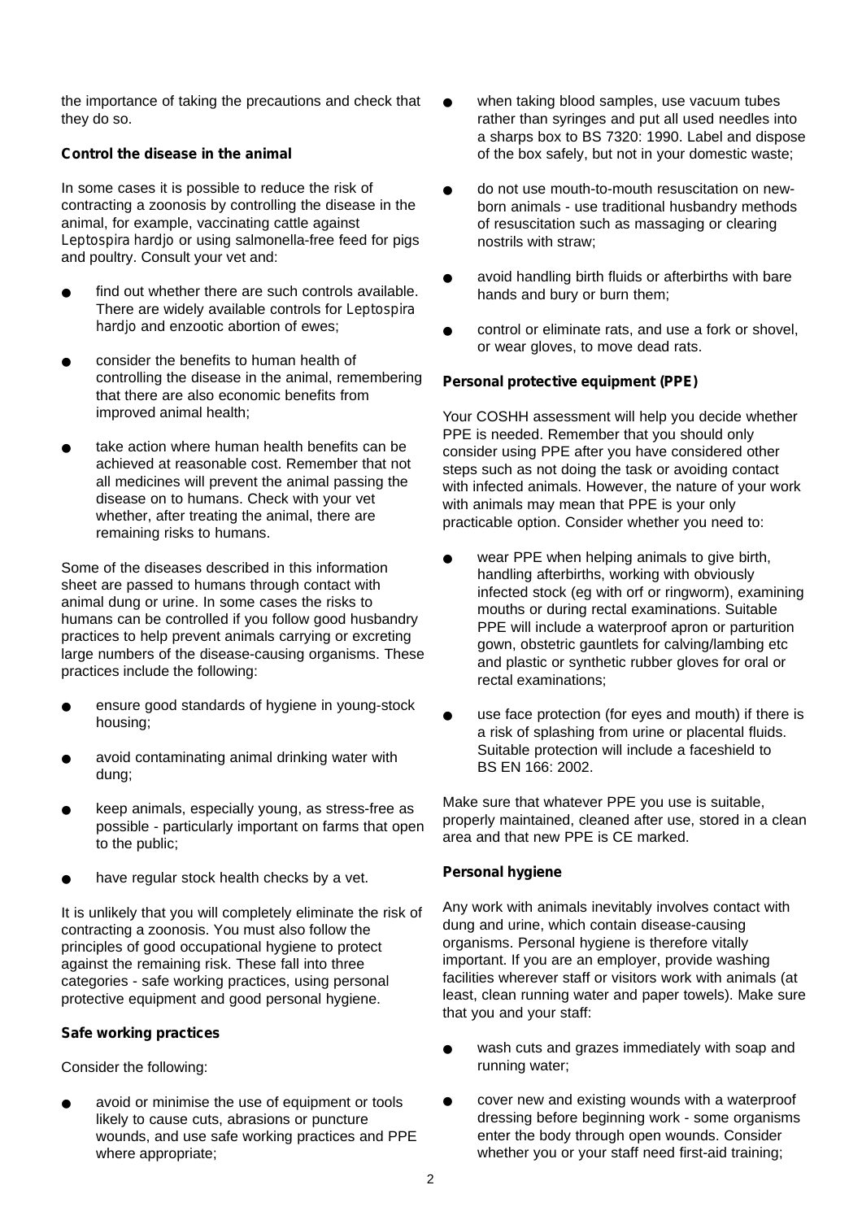the importance of taking the precautions and check that they do so.

**Control the disease in the animal**

In some cases it is possible to reduce the risk of contracting a zoonosis by controlling the disease in the animal, for example, vaccinating cattle against *Leptospira hardjo* or using salmonella-free feed for pigs and poultry. Consult your vet and:

- find out whether there are such controls available. There are widely available controls for *Leptospira hardjo* and enzootic abortion of ewes;
- consider the benefits to human health of controlling the disease in the animal, remembering that there are also economic benefits from improved animal health;
- take action where human health benefits can be achieved at reasonable cost. Remember that not all medicines will prevent the animal passing the disease on to humans. Check with your vet whether, after treating the animal, there are remaining risks to humans.

Some of the diseases described in this information sheet are passed to humans through contact with animal dung or urine. In some cases the risks to humans can be controlled if you follow good husbandry practices to help prevent animals carrying or excreting large numbers of the disease-causing organisms. These practices include the following:

- ensure good standards of hygiene in young-stock housing;
- avoid contaminating animal drinking water with dung;
- keep animals, especially young, as stress-free as possible - particularly important on farms that open to the public;
- have regular stock health checks by a vet.

It is unlikely that you will completely eliminate the risk of contracting a zoonosis. You must also follow the principles of good occupational hygiene to protect against the remaining risk. These fall into three categories - safe working practices, using personal protective equipment and good personal hygiene.

**Safe working practices**

Consider the following:

- avoid or minimise the use of equipment or tools likely to cause cuts, abrasions or puncture wounds, and use safe working practices and PPE where appropriate;
- when taking blood samples, use vacuum tubes rather than syringes and put all used needles into a sharps box to BS 7320: 1990. Label and dispose of the box safely, but not in your domestic waste;
- do not use mouth-to-mouth resuscitation on new-born animals - use traditional husbandry methods of resuscitation such as massaging or clearing nostrils with straw;
- avoid handling birth fluids or afterbirths with bare hands and bury or burn them;
- control or eliminate rats, and use a fork or shovel, or wear gloves, to move dead rats.

**Personal protective equipment (PPE)**

Your COSHH assessment will help you decide whether PPE is needed. Remember that you should only consider using PPE after you have considered other steps such as not doing the task or avoiding contact with infected animals. However, the nature of your work with animals may mean that PPE is your only practicable option. Consider whether you need to:

- wear PPE when helping animals to give birth, handling afterbirths, working with obviously infected stock (eg with orf or ringworm), examining mouths or during rectal examinations. Suitable PPE will include a waterproof apron or parturition gown, obstetric gauntlets for calving/lambing etc and plastic or synthetic rubber gloves for oral or rectal examinations;
- use face protection (for eyes and mouth) if there is a risk of splashing from urine or placental fluids. Suitable protection will include a faceshield to BS EN 166: 2002.

Make sure that whatever PPE you use is suitable, properly maintained, cleaned after use, stored in a clean area and that new PPE is CE marked.

**Personal hygiene**

Any work with animals inevitably involves contact with dung and urine, which contain disease-causing organisms. Personal hygiene is therefore vitally important. If you are an employer, provide washing facilities wherever staff or visitors work with animals (at least, clean running water and paper towels). Make sure that you and your staff:

- wash cuts and grazes immediately with soap and running water;
- cover new and existing wounds with a waterproof dressing before beginning work - some organisms enter the body through open wounds. Consider whether you or your staff need first-aid training;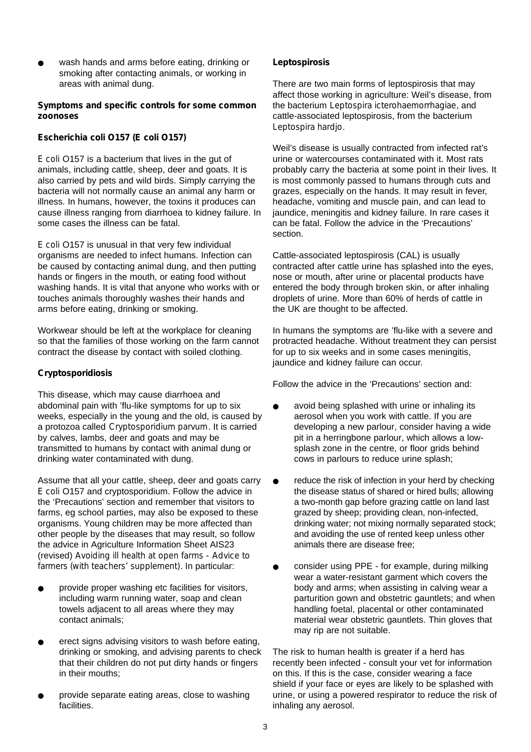- wash hands and arms before eating, drinking or smoking after contacting animals, or working in areas with animal dung.

**Symptoms and specific controls for some common zoonoses**

**Escherichia coli O157 (E coli O157)**

*E coli* O157 is a bacterium that lives in the gut of animals, including cattle, sheep, deer and goats. It is also carried by pets and wild birds. Simply carrying the bacteria will not normally cause an animal any harm or illness. In humans, however, the toxins it produces can cause illness ranging from diarrhoea to kidney failure. In some cases the illness can be fatal.

*E coli* O157 is unusual in that very few individual organisms are needed to infect humans. Infection can be caused by contacting animal dung, and then putting hands or fingers in the mouth, or eating food without washing hands. It is vital that anyone who works with or touches animals thoroughly washes their hands and arms before eating, drinking or smoking.

Workwear should be left at the workplace for cleaning so that the families of those working on the farm cannot contract the disease by contact with soiled clothing.

**Cryptosporidiosis**

This disease, which may cause diarrhoea and abdominal pain with 'flu-like symptoms for up to six weeks, especially in the young and the old, is caused by a protozoa called *Cryptosporidium parvum*. It is carried by calves, lambs, deer and goats and may be transmitted to humans by contact with animal dung or drinking water contaminated with dung.

Assume that all your cattle, sheep, deer and goats carry *E coli* O157 and cryptosporidium. Follow the advice in the 'Precautions' section and remember that visitors to farms, eg school parties, may also be exposed to these organisms. Young children may be more affected than other people by the diseases that may result, so follow the advice in Agriculture Information Sheet AIS23 (revised) *Avoiding ill health at open farms - Advice to farmers (with teachers' supplement)*. In particular:

- provide proper washing etc facilities for visitors, including warm running water, soap and clean towels adjacent to all areas where they may contact animals;
- erect signs advising visitors to wash before eating, drinking or smoking, and advising parents to check that their children do not put dirty hands or fingers in their mouths;
- provide separate eating areas, close to washing facilities.

**Leptospirosis**

There are two main forms of leptospirosis that may affect those working in agriculture: Weil's disease, from the bacterium *Leptospira icterohaemorrhagiae*, and cattle-associated leptospirosis, from the bacterium *Leptospira hardjo*.

Weil's disease is usually contracted from infected rat's urine or watercourses contaminated with it. Most rats probably carry the bacteria at some point in their lives. It is most commonly passed to humans through cuts and grazes, especially on the hands. It may result in fever, headache, vomiting and muscle pain, and can lead to jaundice, meningitis and kidney failure. In rare cases it can be fatal. Follow the advice in the 'Precautions' section.

Cattle-associated leptospirosis (CAL) is usually contracted after cattle urine has splashed into the eyes, nose or mouth, after urine or placental products have entered the body through broken skin, or after inhaling droplets of urine. More than 60% of herds of cattle in the UK are thought to be affected.

In humans the symptoms are 'flu-like with a severe and protracted headache. Without treatment they can persist for up to six weeks and in some cases meningitis, jaundice and kidney failure can occur.

Follow the advice in the 'Precautions' section and:

- avoid being splashed with urine or inhaling its aerosol when you work with cattle. If you are developing a new parlour, consider having a wide pit in a herringbone parlour, which allows a low-splash zone in the centre, or floor grids behind cows in parlours to reduce urine splash;
- reduce the risk of infection in your herd by checking the disease status of shared or hired bulls; allowing a two-month gap before grazing cattle on land last grazed by sheep; providing clean, non-infected, drinking water; not mixing normally separated stock; and avoiding the use of rented keep unless other animals there are disease free;
- consider using PPE - for example, during milking wear a water-resistant garment which covers the body and arms; when assisting in calving wear a parturition gown and obstetric gauntlets; and when handling foetal, placental or other contaminated material wear obstetric gauntlets. Thin gloves that may rip are not suitable.

The risk to human health is greater if a herd has recently been infected - consult your vet for information on this. If this is the case, consider wearing a face shield if your face or eyes are likely to be splashed with urine, or using a powered respirator to reduce the risk of inhaling any aerosol.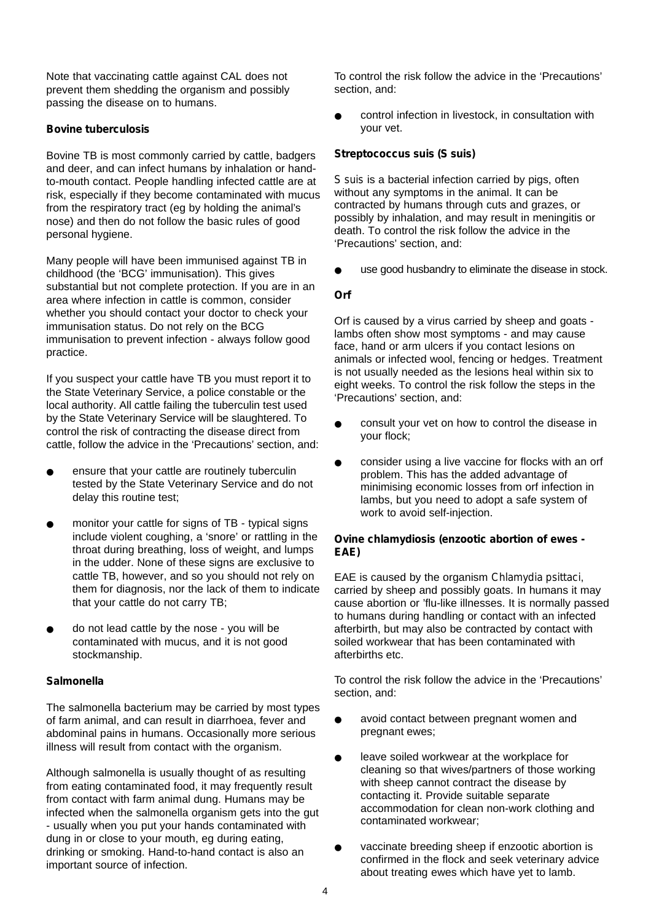Note that vaccinating cattle against CAL does not prevent them shedding the organism and possibly passing the disease on to humans.

### Bovine tuberculosis

Bovine TB is most commonly carried by cattle, badgers and deer, and can infect humans by inhalation or hand-to-mouth contact. People handling infected cattle are at risk, especially if they become contaminated with mucus from the respiratory tract (eg by holding the animal's nose) and then do not follow the basic rules of good personal hygiene.

Many people will have been immunised against TB in childhood (the 'BCG' immunisation). This gives substantial but not complete protection. If you are in an area where infection in cattle is common, consider whether you should contact your doctor to check your immunisation status. Do not rely on the BCG immunisation to prevent infection - always follow good practice.

If you suspect your cattle have TB you must report it to the State Veterinary Service, a police constable or the local authority. All cattle failing the tuberculin test used by the State Veterinary Service will be slaughtered. To control the risk of contracting the disease direct from cattle, follow the advice in the 'Precautions' section, and:

- ensure that your cattle are routinely tuberculin tested by the State Veterinary Service and do not delay this routine test;
- monitor your cattle for signs of TB - typical signs include violent coughing, a 'snore' or rattling in the throat during breathing, loss of weight, and lumps in the udder. None of these signs are exclusive to cattle TB, however, and so you should not rely on them for diagnosis, nor the lack of them to indicate that your cattle do not carry TB;
- do not lead cattle by the nose - you will be contaminated with mucus, and it is not good stockmanship.

### Salmonella

The salmonella bacterium may be carried by most types of farm animal, and can result in diarrhoea, fever and abdominal pains in humans. Occasionally more serious illness will result from contact with the organism.

Although salmonella is usually thought of as resulting from eating contaminated food, it may frequently result from contact with farm animal dung. Humans may be infected when the salmonella organism gets into the gut - usually when you put your hands contaminated with dung in or close to your mouth, eg during eating, drinking or smoking. Hand-to-hand contact is also an important source of infection.

To control the risk follow the advice in the 'Precautions' section, and:

- control infection in livestock, in consultation with your vet.

### Streptococcus suis (S suis)

*S suis* is a bacterial infection carried by pigs, often without any symptoms in the animal. It can be contracted by humans through cuts and grazes, or possibly by inhalation, and may result in meningitis or death. To control the risk follow the advice in the 'Precautions' section, and:

- use good husbandry to eliminate the disease in stock.

### Orf

Orf is caused by a virus carried by sheep and goats - lambs often show most symptoms - and may cause face, hand or arm ulcers if you contact lesions on animals or infected wool, fencing or hedges. Treatment is not usually needed as the lesions heal within six to eight weeks. To control the risk follow the steps in the 'Precautions' section, and:

- consult your vet on how to control the disease in your flock;
- consider using a live vaccine for flocks with an orf problem. This has the added advantage of minimising economic losses from orf infection in lambs, but you need to adopt a safe system of work to avoid self-injection.

### Ovine chlamydiosis (enzootic abortion of ewes - EAE)

EAE is caused by the organism *Chlamydia psittaci*, carried by sheep and possibly goats. In humans it may cause abortion or 'flu-like illnesses. It is normally passed to humans during handling or contact with an infected afterbirth, but may also be contracted by contact with soiled workwear that has been contaminated with afterbirths etc.

To control the risk follow the advice in the 'Precautions' section, and:

- avoid contact between pregnant women and pregnant ewes;
- leave soiled workwear at the workplace for cleaning so that wives/partners of those working with sheep cannot contract the disease by contacting it. Provide suitable separate accommodation for clean non-work clothing and contaminated workwear;
- vaccinate breeding sheep if enzootic abortion is confirmed in the flock and seek veterinary advice about treating ewes which have yet to lamb.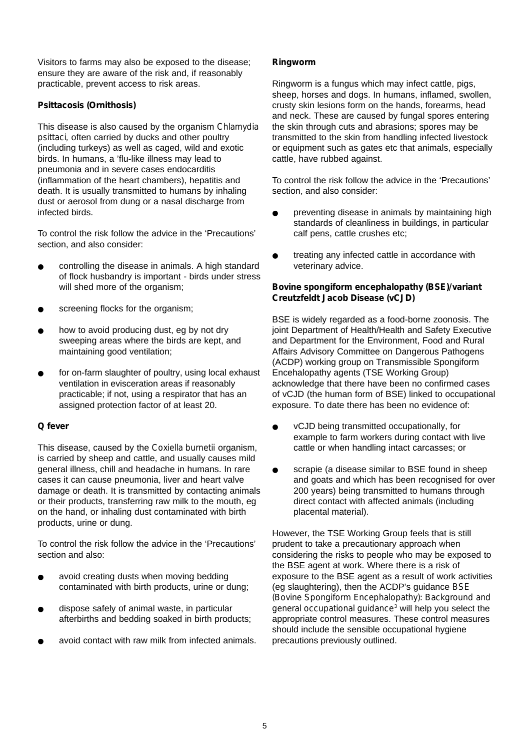Visitors to farms may also be exposed to the disease; ensure they are aware of the risk and, if reasonably practicable, prevent access to risk areas.

**Psittacosis (Ornithosis)**

This disease is also caused by the organism *Chlamydia psittaci*, often carried by ducks and other poultry (including turkeys) as well as caged, wild and exotic birds. In humans, a 'flu-like illness may lead to pneumonia and in severe cases endocarditis (inflammation of the heart chambers), hepatitis and death. It is usually transmitted to humans by inhaling dust or aerosol from dung or a nasal discharge from infected birds.

To control the risk follow the advice in the 'Precautions' section, and also consider:

- controlling the disease in animals. A high standard of flock husbandry is important - birds under stress will shed more of the organism;
- screening flocks for the organism;
- how to avoid producing dust, eg by not dry sweeping areas where the birds are kept, and maintaining good ventilation;
- for on-farm slaughter of poultry, using local exhaust ventilation in evisceration areas if reasonably practicable; if not, using a respirator that has an assigned protection factor of at least 20.

**Q fever**

This disease, caused by the *Coxiella burnetii* organism, is carried by sheep and cattle, and usually causes mild general illness, chill and headache in humans. In rare cases it can cause pneumonia, liver and heart valve damage or death. It is transmitted by contacting animals or their products, transferring raw milk to the mouth, eg on the hand, or inhaling dust contaminated with birth products, urine or dung.

To control the risk follow the advice in the 'Precautions' section and also:

- avoid creating dusts when moving bedding contaminated with birth products, urine or dung;
- dispose safely of animal waste, in particular afterbirths and bedding soaked in birth products;
- avoid contact with raw milk from infected animals.

**Ringworm**

Ringworm is a fungus which may infect cattle, pigs, sheep, horses and dogs. In humans, inflamed, swollen, crusty skin lesions form on the hands, forearms, head and neck. These are caused by fungal spores entering the skin through cuts and abrasions; spores may be transmitted to the skin from handling infected livestock or equipment such as gates etc that animals, especially cattle, have rubbed against.

To control the risk follow the advice in the 'Precautions' section, and also consider:

- preventing disease in animals by maintaining high standards of cleanliness in buildings, in particular calf pens, cattle crushes etc;
- treating any infected cattle in accordance with veterinary advice.

**Bovine spongiform encephalopathy (BSE)/variant Creutzfeldt Jacob Disease (vCJD)**

BSE is widely regarded as a food-borne zoonosis. The joint Department of Health/Health and Safety Executive and Department for the Environment, Food and Rural Affairs Advisory Committee on Dangerous Pathogens (ACDP) working group on Transmissible Spongiform Encehalopathy agents (TSE Working Group) acknowledge that there have been no confirmed cases of vCJD (the human form of BSE) linked to occupational exposure. To date there has been no evidence of:

- vCJD being transmitted occupationally, for example to farm workers during contact with live cattle or when handling intact carcasses; or
- scrapie (a disease similar to BSE found in sheep and goats and which has been recognised for over 200 years) being transmitted to humans through direct contact with affected animals (including placental material).

However, the TSE Working Group feels that is still prudent to take a precautionary approach when considering the risks to people who may be exposed to the BSE agent at work. Where there is a risk of exposure to the BSE agent as a result of work activities (eg slaughtering), then the ACDP's guidance *BSE (Bovine Spongiform Encephalopathy): Background and general occupational guidance*[3] will help you select the appropriate control measures. These control measures should include the sensible occupational hygiene precautions previously outlined.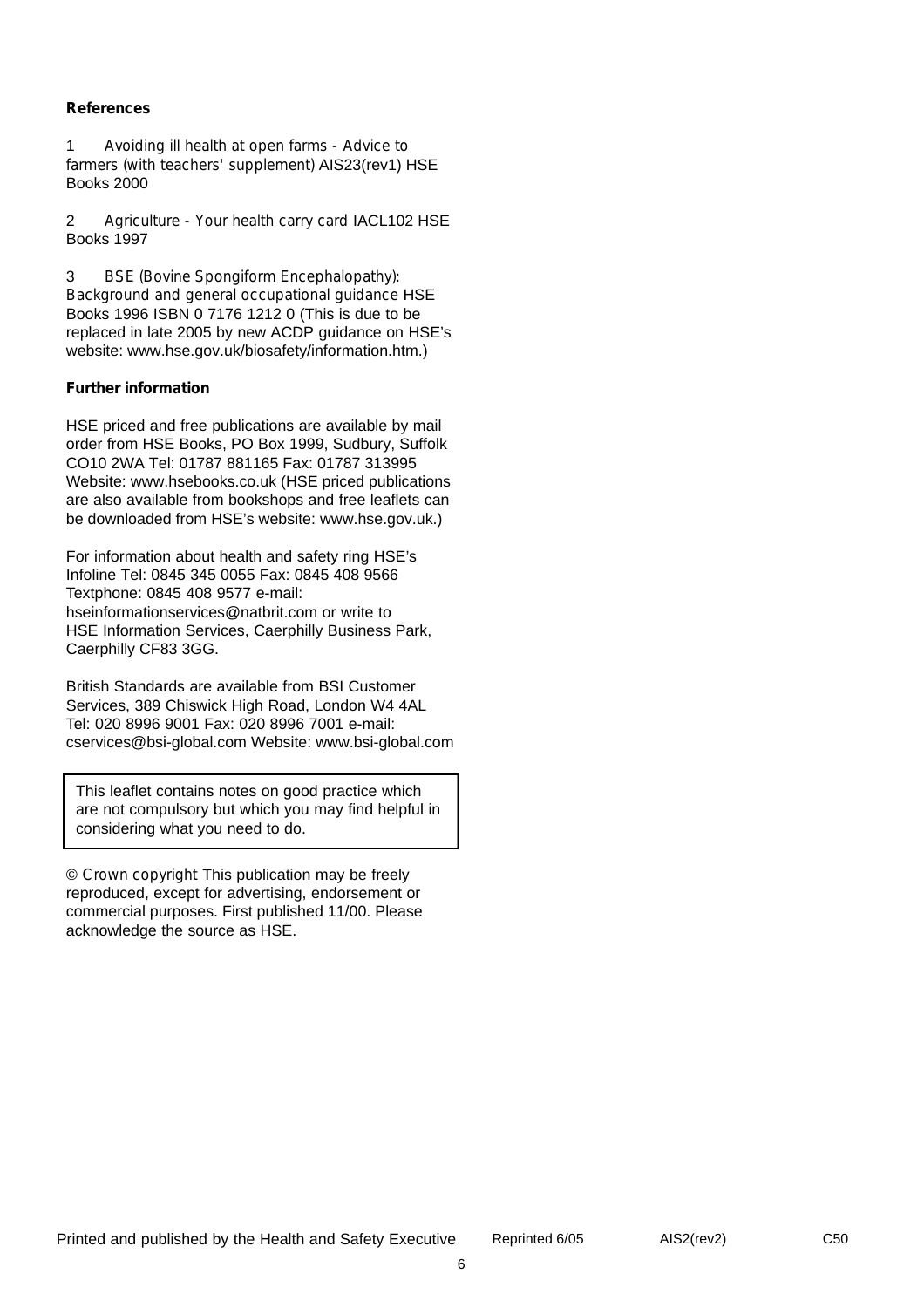## References

1 *Avoiding ill health at open farms - Advice to farmers (with teachers' supplement)* AIS23(rev1) HSE Books 2000

2 *Agriculture - Your health carry card* IACL102 HSE Books 1997

3 *BSE (Bovine Spongiform Encephalopathy): Background and general occupational guidance* HSE Books 1996 ISBN 0 7176 1212 0 (This is due to be replaced in late 2005 by new ACDP guidance on HSE's website: www.hse.gov.uk/biosafety/information.htm.)

## Further information

HSE priced and free publications are available by mail order from HSE Books, PO Box 1999, Sudbury, Suffolk CO10 2WA Tel: 01787 881165 Fax: 01787 313995 Website: www.hsebooks.co.uk (HSE priced publications are also available from bookshops and free leaflets can be downloaded from HSE's website: www.hse.gov.uk.)

For information about health and safety ring HSE's Infoline Tel: 0845 345 0055 Fax: 0845 408 9566 Textphone: 0845 408 9577 e-mail: hseinformationservices@natbrit.com or write to HSE Information Services, Caerphilly Business Park, Caerphilly CF83 3GG.

British Standards are available from BSI Customer Services, 389 Chiswick High Road, London W4 4AL Tel: 020 8996 9001 Fax: 020 8996 7001 e-mail: cservices@bsi-global.com Website: www.bsi-global.com

This leaflet contains notes on good practice which are not compulsory but which you may find helpful in considering what you need to do.

© *Crown copyright* This publication may be freely reproduced, except for advertising, endorsement or commercial purposes. First published 11/00. Please acknowledge the source as HSE.

Printed and published by the Health and Safety Executive Reprinted 6/05 AIS2(rev2) C50